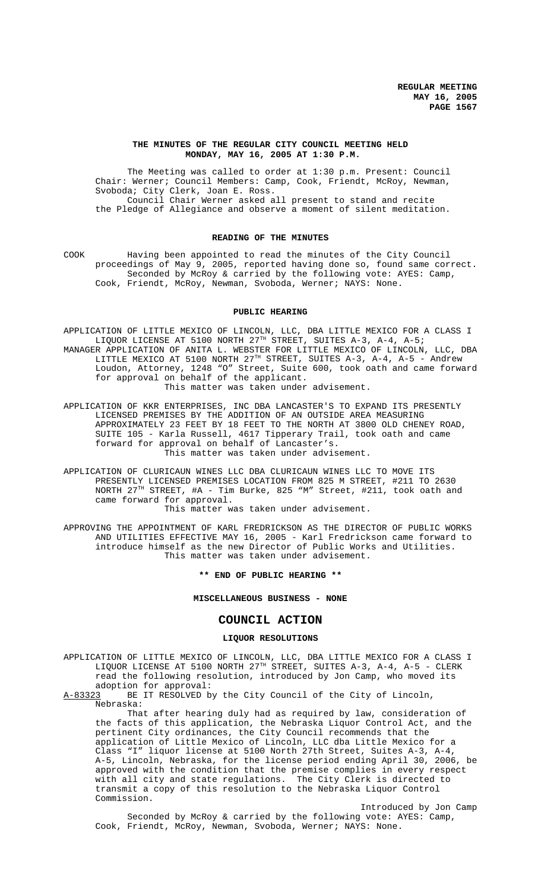**THE MINUTES OF THE REGULAR CITY COUNCIL MEETING HELD MONDAY, MAY 16, 2005 AT 1:30 P.M.**

The Meeting was called to order at 1:30 p.m. Present: Council Chair: Werner; Council Members: Camp, Cook, Friendt, McRoy, Newman, Svoboda; City Clerk, Joan E. Ross.

Council Chair Werner asked all present to stand and recite the Pledge of Allegiance and observe a moment of silent meditation.

## READING OF THE MINUTES

COOK Having been appointed to read the minutes of the City Council proceedings of May 9, 2005, reported having done so, found same correct.

Seconded by McRoy & carried by the following vote: AYES: Camp, Cook, Friendt, McRoy, Newman, Svoboda, Werner; NAYS: None.

## PUBLIC HEARING

APPLICATION OF LITTLE MEXICO OF LINCOLN, LLC, DBA LITTLE MEXICO FOR A CLASS I LIQUOR LICENSE AT 5100 NORTH 27TH STREET, SUITES A-3, A-4, A-5;

MANAGER APPLICATION OF ANITA L. WEBSTER FOR LITTLE MEXICO OF LINCOLN, LLC, DBA LITTLE MEXICO AT 5100 NORTH 27TH STREET, SUITES A-3, A-4, A-5 - Andrew Loudon, Attorney, 1248 "O" Street, Suite 600, took oath and came forward for approval on behalf of the applicant.

This matter was taken under advisement.

APPLICATION OF KKR ENTERPRISES, INC DBA LANCASTER'S TO EXPAND ITS PRESENTLY LICENSED PREMISES BY THE ADDITION OF AN OUTSIDE AREA MEASURING APPROXIMATELY 23 FEET BY 18 FEET TO THE NORTH AT 3800 OLD CHENEY ROAD, SUITE 105 - Karla Russell, 4617 Tipperary Trail, took oath and came forward for approval on behalf of Lancaster's.

This matter was taken under advisement.

APPLICATION OF CLURICAUN WINES LLC DBA CLURICAUN WINES LLC TO MOVE ITS PRESENTLY LICENSED PREMISES LOCATION FROM 825 M STREET, #211 TO 2630 NORTH 27TH STREET, #A - Tim Burke, 825 "M" Street, #211, took oath and came forward for approval.

This matter was taken under advisement.

APPROVING THE APPOINTMENT OF KARL FREDRICKSON AS THE DIRECTOR OF PUBLIC WORKS AND UTILITIES EFFECTIVE MAY 16, 2005 - Karl Fredrickson came forward to introduce himself as the new Director of Public Works and Utilities.

This matter was taken under advisement.

**\*\* END OF PUBLIC HEARING \*\***

**MISCELLANEOUS BUSINESS - NONE**

# COUNCIL ACTION

## LIQUOR RESOLUTIONS

APPLICATION OF LITTLE MEXICO OF LINCOLN, LLC, DBA LITTLE MEXICO FOR A CLASS I LIQUOR LICENSE AT 5100 NORTH 27TH STREET, SUITES A-3, A-4, A-5 - CLERK read the following resolution, introduced by Jon Camp, who moved its adoption for approval:

A-83323 BE IT RESOLVED by the City Council of the City of Lincoln, Nebraska:

That after hearing duly had as required by law, consideration of the facts of this application, the Nebraska Liquor Control Act, and the pertinent City ordinances, the City Council recommends that the application of Little Mexico of Lincoln, LLC dba Little Mexico for a Class "I" liquor license at 5100 North 27th Street, Suites A-3, A-4, A-5, Lincoln, Nebraska, for the license period ending April 30, 2006, be approved with the condition that the premise complies in every respect with all city and state regulations. The City Clerk is directed to transmit a copy of this resolution to the Nebraska Liquor Control Commission.

Introduced by Jon Camp

Seconded by McRoy & carried by the following vote: AYES: Camp, Cook, Friendt, McRoy, Newman, Svoboda, Werner; NAYS: None.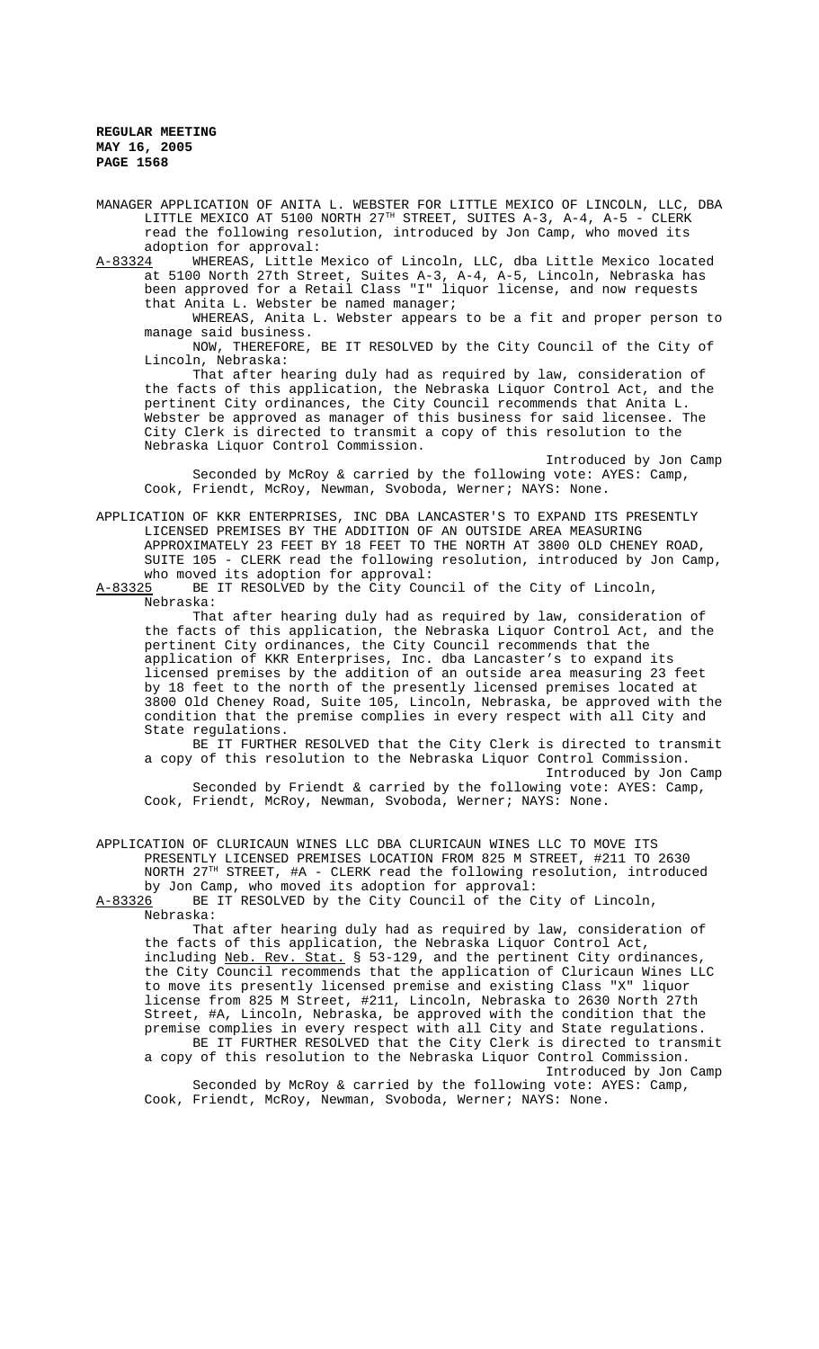MANAGER APPLICATION OF ANITA L. WEBSTER FOR LITTLE MEXICO OF LINCOLN, LLC, DBA LITTLE MEXICO AT 5100 NORTH 27TH STREET, SUITES A-3, A-4, A-5 - CLERK read the following resolution, introduced by Jon Camp, who moved its adoption for approval:

A-83324 WHEREAS, Little Mexico of Lincoln, LLC, dba Little Mexico located at 5100 North 27th Street, Suites A-3, A-4, A-5, Lincoln, Nebraska has been approved for a Retail Class "I" liquor license, and now requests that Anita L. Webster be named manager;

WHEREAS, Anita L. Webster appears to be a fit and proper person to manage said business.

NOW, THEREFORE, BE IT RESOLVED by the City Council of the City of Lincoln, Nebraska:

That after hearing duly had as required by law, consideration of the facts of this application, the Nebraska Liquor Control Act, and the pertinent City ordinances, the City Council recommends that Anita L. Webster be approved as manager of this business for said licensee. The City Clerk is directed to transmit a copy of this resolution to the Nebraska Liquor Control Commission.

Introduced by Jon Camp

Seconded by McRoy & carried by the following vote: AYES: Camp, Cook, Friendt, McRoy, Newman, Svoboda, Werner; NAYS: None.

APPLICATION OF KKR ENTERPRISES, INC DBA LANCASTER'S TO EXPAND ITS PRESENTLY LICENSED PREMISES BY THE ADDITION OF AN OUTSIDE AREA MEASURING APPROXIMATELY 23 FEET BY 18 FEET TO THE NORTH AT 3800 OLD CHENEY ROAD, SUITE 105 - CLERK read the following resolution, introduced by Jon Camp, who moved its adoption for approval:

A-83325 BE IT RESOLVED by the City Council of the City of Lincoln, Nebraska:

That after hearing duly had as required by law, consideration of the facts of this application, the Nebraska Liquor Control Act, and the pertinent City ordinances, the City Council recommends that the application of KKR Enterprises, Inc. dba Lancaster's to expand its licensed premises by the addition of an outside area measuring 23 feet by 18 feet to the north of the presently licensed premises located at 3800 Old Cheney Road, Suite 105, Lincoln, Nebraska, be approved with the condition that the premise complies in every respect with all City and State regulations.

BE IT FURTHER RESOLVED that the City Clerk is directed to transmit a copy of this resolution to the Nebraska Liquor Control Commission.

Introduced by Jon Camp

Seconded by Friendt & carried by the following vote: AYES: Camp, Cook, Friendt, McRoy, Newman, Svoboda, Werner; NAYS: None.

APPLICATION OF CLURICAUN WINES LLC DBA CLURICAUN WINES LLC TO MOVE ITS PRESENTLY LICENSED PREMISES LOCATION FROM 825 M STREET, #211 TO 2630 NORTH 27TH STREET, #A - CLERK read the following resolution, introduced by Jon Camp, who moved its adoption for approval:

A-83326 BE IT RESOLVED by the City Council of the City of Lincoln, Nebraska:

That after hearing duly had as required by law, consideration of the facts of this application, the Nebraska Liquor Control Act, including Neb. Rev. Stat. § 53-129, and the pertinent City ordinances, the City Council recommends that the application of Cluricaun Wines LLC to move its presently licensed premise and existing Class "X" liquor license from 825 M Street, #211, Lincoln, Nebraska to 2630 North 27th Street, #A, Lincoln, Nebraska, be approved with the condition that the premise complies in every respect with all City and State regulations.

BE IT FURTHER RESOLVED that the City Clerk is directed to transmit a copy of this resolution to the Nebraska Liquor Control Commission.

Introduced by Jon Camp

Seconded by McRoy & carried by the following vote: AYES: Camp, Cook, Friendt, McRoy, Newman, Svoboda, Werner; NAYS: None.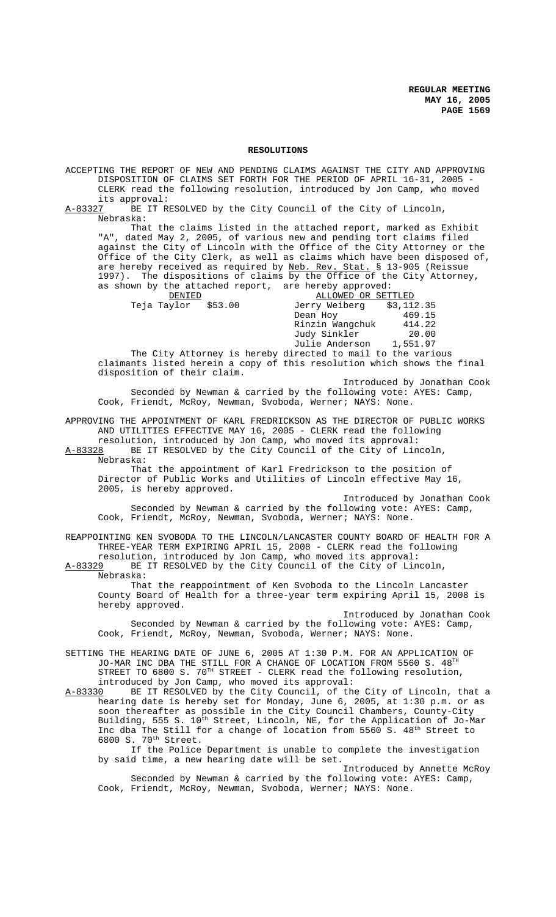**RESOLUTIONS**

ACCEPTING THE REPORT OF NEW AND PENDING CLAIMS AGAINST THE CITY AND APPROVING DISPOSITION OF CLAIMS SET FORTH FOR THE PERIOD OF APRIL 16-31, 2005 - CLERK read the following resolution, introduced by Jon Camp, who moved its approval:

A-83327 BE IT RESOLVED by the City Council of the City of Lincoln, Nebraska:

That the claims listed in the attached report, marked as Exhibit "A", dated May 2, 2005, of various new and pending tort claims filed against the City of Lincoln with the Office of the City Attorney or the Office of the City Clerk, as well as claims which have been disposed of, are hereby received as required by Neb. Rev. Stat. § 13-905 (Reissue 1997). The dispositions of claims by the Office of the City Attorney, as shown by the attached report, are hereby approved:

| DENIED | | ALLOWED OR SETTLED | |
|---|---|---|---|
| Teja Taylor | $53.00 | Jerry Weiberg | $3,112.35 |
| | | Dean Hoy | 469.15 |
| | | Rinzin Wangchuk | 414.22 |
| | | Judy Sinkler | 20.00 |
| | | Julie Anderson | 1,551.97 |

The City Attorney is hereby directed to mail to the various claimants listed herein a copy of this resolution which shows the final disposition of their claim.

Introduced by Jonathan Cook

Seconded by Newman & carried by the following vote: AYES: Camp, Cook, Friendt, McRoy, Newman, Svoboda, Werner; NAYS: None.

APPROVING THE APPOINTMENT OF KARL FREDRICKSON AS THE DIRECTOR OF PUBLIC WORKS AND UTILITIES EFFECTIVE MAY 16, 2005 - CLERK read the following resolution, introduced by Jon Camp, who moved its approval:

A-83328 BE IT RESOLVED by the City Council of the City of Lincoln, Nebraska:

That the appointment of Karl Fredrickson to the position of Director of Public Works and Utilities of Lincoln effective May 16, 2005, is hereby approved.

Introduced by Jonathan Cook

Seconded by Newman & carried by the following vote: AYES: Camp, Cook, Friendt, McRoy, Newman, Svoboda, Werner; NAYS: None.

REAPPOINTING KEN SVOBODA TO THE LINCOLN/LANCASTER COUNTY BOARD OF HEALTH FOR A THREE-YEAR TERM EXPIRING APRIL 15, 2008 - CLERK read the following resolution, introduced by Jon Camp, who moved its approval:

A-83329 BE IT RESOLVED by the City Council of the City of Lincoln, Nebraska:

That the reappointment of Ken Svoboda to the Lincoln Lancaster County Board of Health for a three-year term expiring April 15, 2008 is hereby approved.

Introduced by Jonathan Cook

Seconded by Newman & carried by the following vote: AYES: Camp, Cook, Friendt, McRoy, Newman, Svoboda, Werner; NAYS: None.

SETTING THE HEARING DATE OF JUNE 6, 2005 AT 1:30 P.M. FOR AN APPLICATION OF JO-MAR INC DBA THE STILL FOR A CHANGE OF LOCATION FROM 5560 S. 48TH STREET TO 6800 S. 70TH STREET - CLERK read the following resolution, introduced by Jon Camp, who moved its approval:

A-83330 BE IT RESOLVED by the City Council, of the City of Lincoln, that a hearing date is hereby set for Monday, June 6, 2005, at 1:30 p.m. or as soon thereafter as possible in the City Council Chambers, County-City Building, 555 S. 10th Street, Lincoln, NE, for the Application of Jo-Mar Inc dba The Still for a change of location from 5560 S. 48th Street to 6800 S. 70th Street.

If the Police Department is unable to complete the investigation by said time, a new hearing date will be set.

Introduced by Annette McRoy

Seconded by Newman & carried by the following vote: AYES: Camp, Cook, Friendt, McRoy, Newman, Svoboda, Werner; NAYS: None.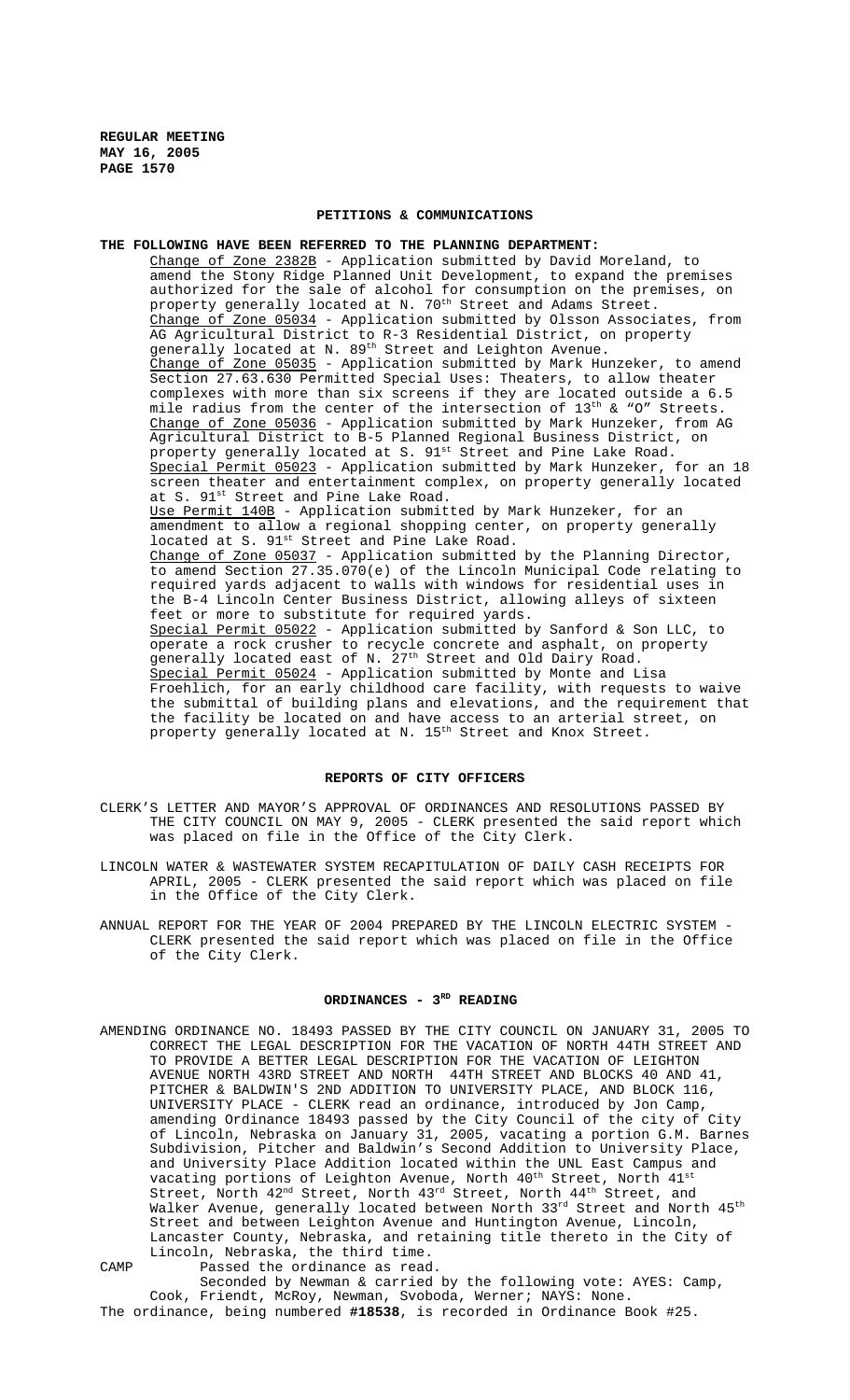## PETITIONS & COMMUNICATIONS

**THE FOLLOWING HAVE BEEN REFERRED TO THE PLANNING DEPARTMENT:**

Change of Zone 2382B - Application submitted by David Moreland, to amend the Stony Ridge Planned Unit Development, to expand the premises authorized for the sale of alcohol for consumption on the premises, on property generally located at N. 70th Street and Adams Street.

Change of Zone 05034 - Application submitted by Olsson Associates, from AG Agricultural District to R-3 Residential District, on property generally located at N. 89th Street and Leighton Avenue.

Change of Zone 05035 - Application submitted by Mark Hunzeker, to amend Section 27.63.630 Permitted Special Uses: Theaters, to allow theater complexes with more than six screens if they are located outside a 6.5 mile radius from the center of the intersection of 13th & "O" Streets.

Change of Zone 05036 - Application submitted by Mark Hunzeker, from AG Agricultural District to B-5 Planned Regional Business District, on property generally located at S. 91st Street and Pine Lake Road.

Special Permit 05023 - Application submitted by Mark Hunzeker, for an 18 screen theater and entertainment complex, on property generally located at S. 91st Street and Pine Lake Road.

Use Permit 140B - Application submitted by Mark Hunzeker, for an amendment to allow a regional shopping center, on property generally located at S. 91st Street and Pine Lake Road.

Change of Zone 05037 - Application submitted by the Planning Director, to amend Section 27.35.070(e) of the Lincoln Municipal Code relating to required yards adjacent to walls with windows for residential uses in the B-4 Lincoln Center Business District, allowing alleys of sixteen feet or more to substitute for required yards.

Special Permit 05022 - Application submitted by Sanford & Son LLC, to operate a rock crusher to recycle concrete and asphalt, on property generally located east of N. 27th Street and Old Dairy Road.

Special Permit 05024 - Application submitted by Monte and Lisa Froehlich, for an early childhood care facility, with requests to waive the submittal of building plans and elevations, and the requirement that the facility be located on and have access to an arterial street, on property generally located at N. 15th Street and Knox Street.

## REPORTS OF CITY OFFICERS

CLERK'S LETTER AND MAYOR'S APPROVAL OF ORDINANCES AND RESOLUTIONS PASSED BY THE CITY COUNCIL ON MAY 9, 2005 - CLERK presented the said report which was placed on file in the Office of the City Clerk.

LINCOLN WATER & WASTEWATER SYSTEM RECAPITULATION OF DAILY CASH RECEIPTS FOR APRIL, 2005 - CLERK presented the said report which was placed on file in the Office of the City Clerk.

ANNUAL REPORT FOR THE YEAR OF 2004 PREPARED BY THE LINCOLN ELECTRIC SYSTEM - CLERK presented the said report which was placed on file in the Office of the City Clerk.

## ORDINANCES - 3RD READING

AMENDING ORDINANCE NO. 18493 PASSED BY THE CITY COUNCIL ON JANUARY 31, 2005 TO CORRECT THE LEGAL DESCRIPTION FOR THE VACATION OF NORTH 44TH STREET AND TO PROVIDE A BETTER LEGAL DESCRIPTION FOR THE VACATION OF LEIGHTON AVENUE NORTH 43RD STREET AND NORTH 44TH STREET AND BLOCKS 40 AND 41, PITCHER & BALDWIN'S 2ND ADDITION TO UNIVERSITY PLACE, AND BLOCK 116, UNIVERSITY PLACE - CLERK read an ordinance, introduced by Jon Camp, amending Ordinance 18493 passed by the City Council of the city of City of Lincoln, Nebraska on January 31, 2005, vacating a portion G.M. Barnes Subdivision, Pitcher and Baldwin's Second Addition to University Place, and University Place Addition located within the UNL East Campus and vacating portions of Leighton Avenue, North 40th Street, North 41st Street, North 42nd Street, North 43rd Street, North 44th Street, and Walker Avenue, generally located between North 33rd Street and North 45th Street and between Leighton Avenue and Huntington Avenue, Lincoln, Lancaster County, Nebraska, and retaining title thereto in the City of Lincoln, Nebraska, the third time.

CAMP Passed the ordinance as read.

Seconded by Newman & carried by the following vote: AYES: Camp, Cook, Friendt, McRoy, Newman, Svoboda, Werner; NAYS: None.

The ordinance, being numbered **#18538**, is recorded in Ordinance Book #25.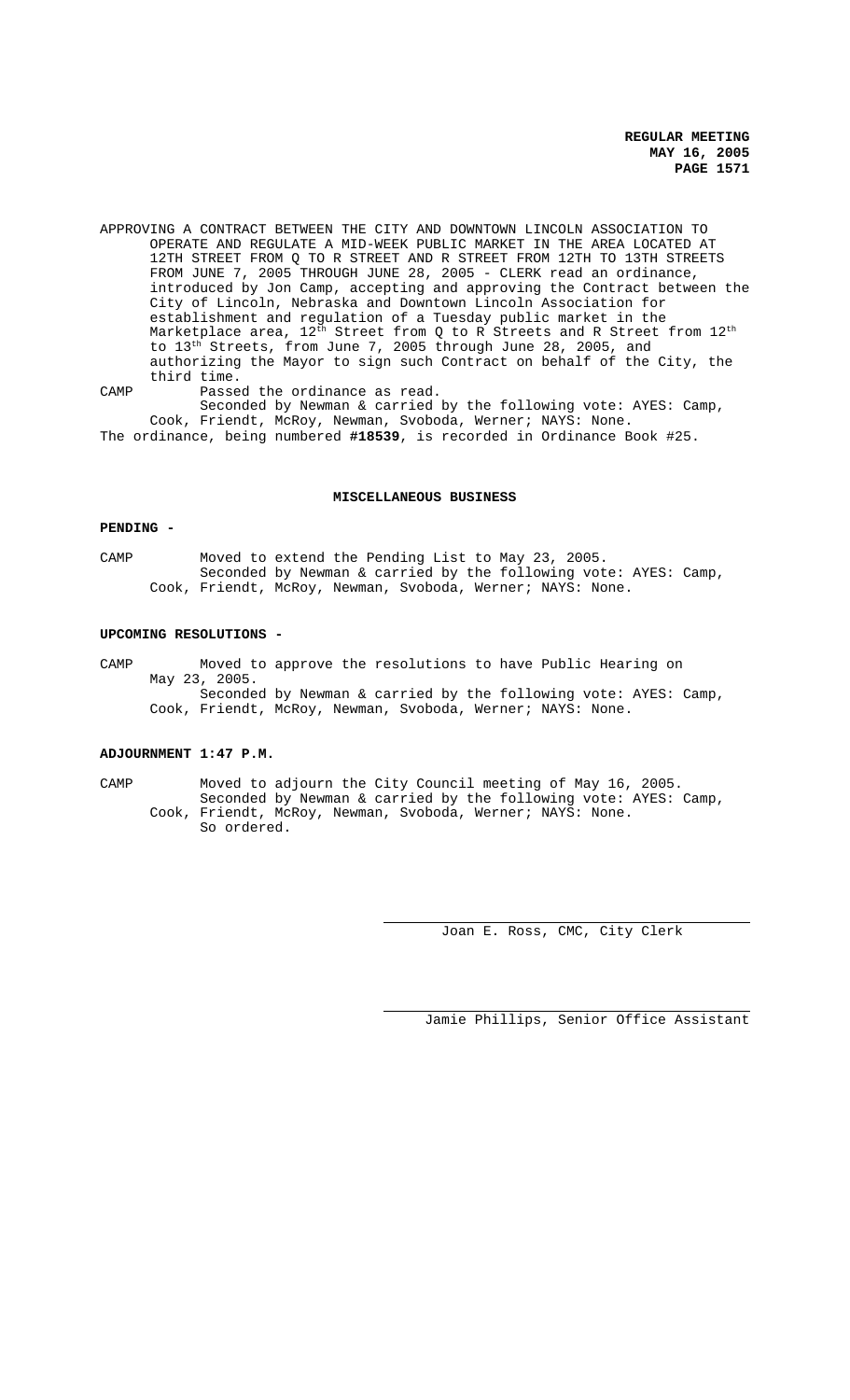APPROVING A CONTRACT BETWEEN THE CITY AND DOWNTOWN LINCOLN ASSOCIATION TO OPERATE AND REGULATE A MID-WEEK PUBLIC MARKET IN THE AREA LOCATED AT 12TH STREET FROM Q TO R STREET AND R STREET FROM 12TH TO 13TH STREETS FROM JUNE 7, 2005 THROUGH JUNE 28, 2005 - CLERK read an ordinance, introduced by Jon Camp, accepting and approving the Contract between the City of Lincoln, Nebraska and Downtown Lincoln Association for establishment and regulation of a Tuesday public market in the Marketplace area, 12th Street from Q to R Streets and R Street from 12th to 13th Streets, from June 7, 2005 through June 28, 2005, and authorizing the Mayor to sign such Contract on behalf of the City, the third time.

CAMP Passed the ordinance as read.
Seconded by Newman & carried by the following vote: AYES: Camp, Cook, Friendt, McRoy, Newman, Svoboda, Werner; NAYS: None.

The ordinance, being numbered **#18539**, is recorded in Ordinance Book #25.

## MISCELLANEOUS BUSINESS

**PENDING -**

CAMP Moved to extend the Pending List to May 23, 2005.
Seconded by Newman & carried by the following vote: AYES: Camp, Cook, Friendt, McRoy, Newman, Svoboda, Werner; NAYS: None.

**UPCOMING RESOLUTIONS -**

CAMP Moved to approve the resolutions to have Public Hearing on May 23, 2005.
Seconded by Newman & carried by the following vote: AYES: Camp, Cook, Friendt, McRoy, Newman, Svoboda, Werner; NAYS: None.

**ADJOURNMENT 1:47 P.M.**

CAMP Moved to adjourn the City Council meeting of May 16, 2005.
Seconded by Newman & carried by the following vote: AYES: Camp, Cook, Friendt, McRoy, Newman, Svoboda, Werner; NAYS: None.
So ordered.

Joan E. Ross, CMC, City Clerk

Jamie Phillips, Senior Office Assistant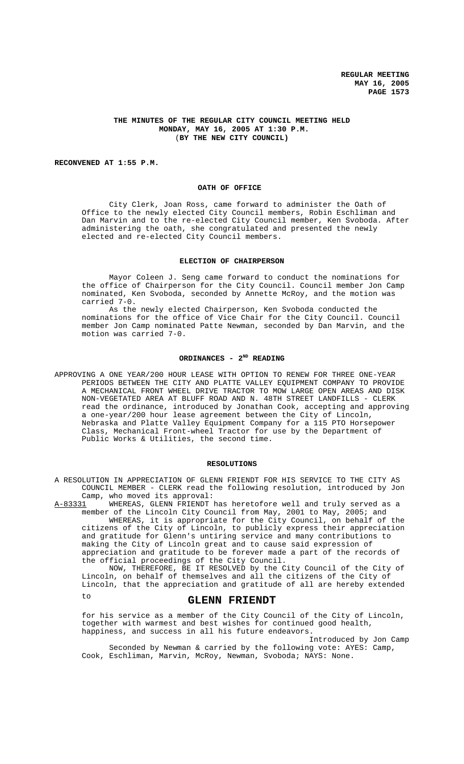**THE MINUTES OF THE REGULAR CITY COUNCIL MEETING HELD MONDAY, MAY 16, 2005 AT 1:30 P.M.**
**(BY THE NEW CITY COUNCIL)**

**RECONVENED AT 1:55 P.M.**

## OATH OF OFFICE

City Clerk, Joan Ross, came forward to administer the Oath of Office to the newly elected City Council members, Robin Eschliman and Dan Marvin and to the re-elected City Council member, Ken Svoboda. After administering the oath, she congratulated and presented the newly elected and re-elected City Council members.

## ELECTION OF CHAIRPERSON

Mayor Coleen J. Seng came forward to conduct the nominations for the office of Chairperson for the City Council. Council member Jon Camp nominated, Ken Svoboda, seconded by Annette McRoy, and the motion was carried 7-0.

As the newly elected Chairperson, Ken Svoboda conducted the nominations for the office of Vice Chair for the City Council. Council member Jon Camp nominated Patte Newman, seconded by Dan Marvin, and the motion was carried 7-0.

## ORDINANCES - 2ND READING

APPROVING A ONE YEAR/200 HOUR LEASE WITH OPTION TO RENEW FOR THREE ONE-YEAR PERIODS BETWEEN THE CITY AND PLATTE VALLEY EQUIPMENT COMPANY TO PROVIDE A MECHANICAL FRONT WHEEL DRIVE TRACTOR TO MOW LARGE OPEN AREAS AND DISK NON-VEGETATED AREA AT BLUFF ROAD AND N. 48TH STREET LANDFILLS - CLERK read the ordinance, introduced by Jonathan Cook, accepting and approving a one-year/200 hour lease agreement between the City of Lincoln, Nebraska and Platte Valley Equipment Company for a 115 PTO Horsepower Class, Mechanical Front-wheel Tractor for use by the Department of Public Works & Utilities, the second time.

## RESOLUTIONS

A RESOLUTION IN APPRECIATION OF GLENN FRIENDT FOR HIS SERVICE TO THE CITY AS COUNCIL MEMBER - CLERK read the following resolution, introduced by Jon Camp, who moved its approval:

A-83331 WHEREAS, GLENN FRIENDT has heretofore well and truly served as a member of the Lincoln City Council from May, 2001 to May, 2005; and

WHEREAS, it is appropriate for the City Council, on behalf of the citizens of the City of Lincoln, to publicly express their appreciation and gratitude for Glenn's untiring service and many contributions to making the City of Lincoln great and to cause said expression of appreciation and gratitude to be forever made a part of the records of the official proceedings of the City Council.

NOW, THEREFORE, BE IT RESOLVED by the City Council of the City of Lincoln, on behalf of themselves and all the citizens of the City of Lincoln, that the appreciation and gratitude of all are hereby extended to

**GLENN FRIENDT**

for his service as a member of the City Council of the City of Lincoln, together with warmest and best wishes for continued good health, happiness, and success in all his future endeavors.

Introduced by Jon Camp

Seconded by Newman & carried by the following vote: AYES: Camp, Cook, Eschliman, Marvin, McRoy, Newman, Svoboda; NAYS: None.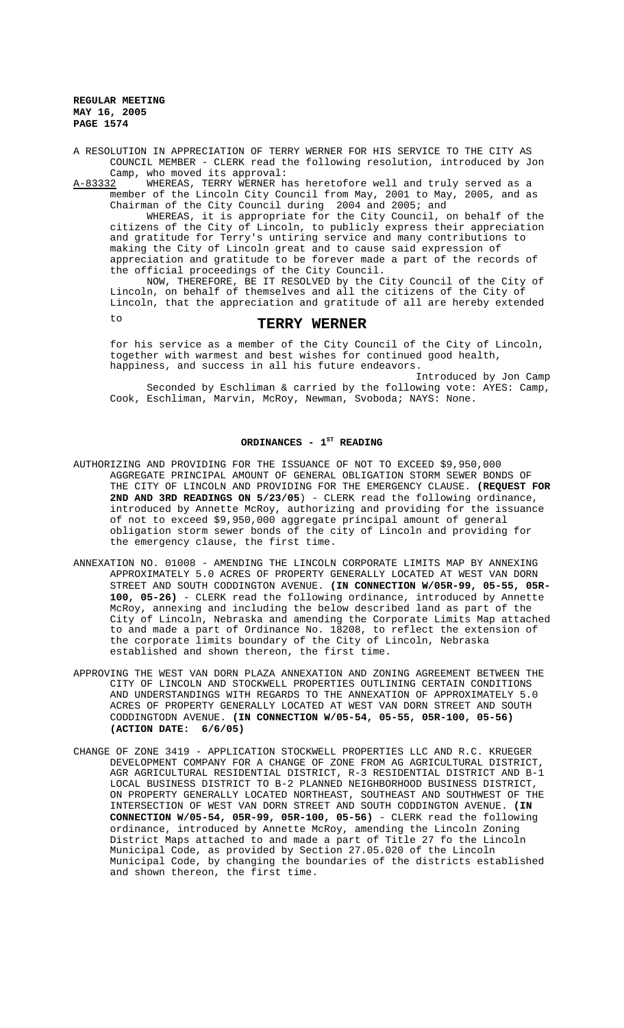A RESOLUTION IN APPRECIATION OF TERRY WERNER FOR HIS SERVICE TO THE CITY AS COUNCIL MEMBER - CLERK read the following resolution, introduced by Jon Camp, who moved its approval:

A-83332 WHEREAS, TERRY WERNER has heretofore well and truly served as a member of the Lincoln City Council from May, 2001 to May, 2005, and as Chairman of the City Council during 2004 and 2005; and

WHEREAS, it is appropriate for the City Council, on behalf of the citizens of the City of Lincoln, to publicly express their appreciation and gratitude for Terry's untiring service and many contributions to making the City of Lincoln great and to cause said expression of appreciation and gratitude to be forever made a part of the records of the official proceedings of the City Council.

NOW, THEREFORE, BE IT RESOLVED by the City Council of the City of Lincoln, on behalf of themselves and all the citizens of the City of Lincoln, that the appreciation and gratitude of all are hereby extended to

# TERRY WERNER

for his service as a member of the City Council of the City of Lincoln, together with warmest and best wishes for continued good health, happiness, and success in all his future endeavors.

Introduced by Jon Camp

Seconded by Eschliman & carried by the following vote: AYES: Camp, Cook, Eschliman, Marvin, McRoy, Newman, Svoboda; NAYS: None.

## ORDINANCES - 1ST READING

AUTHORIZING AND PROVIDING FOR THE ISSUANCE OF NOT TO EXCEED $9,950,000 AGGREGATE PRINCIPAL AMOUNT OF GENERAL OBLIGATION STORM SEWER BONDS OF THE CITY OF LINCOLN AND PROVIDING FOR THE EMERGENCY CLAUSE. **(REQUEST FOR 2ND AND 3RD READINGS ON 5/23/05)** - CLERK read the following ordinance, introduced by Annette McRoy, authorizing and providing for the issuance of not to exceed $9,950,000 aggregate principal amount of general obligation storm sewer bonds of the city of Lincoln and providing for the emergency clause, the first time.

ANNEXATION NO. 01008 - AMENDING THE LINCOLN CORPORATE LIMITS MAP BY ANNEXING APPROXIMATELY 5.0 ACRES OF PROPERTY GENERALLY LOCATED AT WEST VAN DORN STREET AND SOUTH CODDINGTON AVENUE. **(IN CONNECTION W/05R-99, 05-55, 05R-100, 05-26)** - CLERK read the following ordinance, introduced by Annette McRoy, annexing and including the below described land as part of the City of Lincoln, Nebraska and amending the Corporate Limits Map attached to and made a part of Ordinance No. 18208, to reflect the extension of the corporate limits boundary of the City of Lincoln, Nebraska established and shown thereon, the first time.

APPROVING THE WEST VAN DORN PLAZA ANNEXATION AND ZONING AGREEMENT BETWEEN THE CITY OF LINCOLN AND STOCKWELL PROPERTIES OUTLINING CERTAIN CONDITIONS AND UNDERSTANDINGS WITH REGARDS TO THE ANNEXATION OF APPROXIMATELY 5.0 ACRES OF PROPERTY GENERALLY LOCATED AT WEST VAN DORN STREET AND SOUTH CODDINGTODN AVENUE. **(IN CONNECTION W/05-54, 05-55, 05R-100, 05-56) (ACTION DATE: 6/6/05)**

CHANGE OF ZONE 3419 - APPLICATION STOCKWELL PROPERTIES LLC AND R.C. KRUEGER DEVELOPMENT COMPANY FOR A CHANGE OF ZONE FROM AG AGRICULTURAL DISTRICT, AGR AGRICULTURAL RESIDENTIAL DISTRICT, R-3 RESIDENTIAL DISTRICT AND B-1 LOCAL BUSINESS DISTRICT TO B-2 PLANNED NEIGHBORHOOD BUSINESS DISTRICT, ON PROPERTY GENERALLY LOCATED NORTHEAST, SOUTHEAST AND SOUTHWEST OF THE INTERSECTION OF WEST VAN DORN STREET AND SOUTH CODDINGTON AVENUE. **(IN CONNECTION W/05-54, 05R-99, 05R-100, 05-56)** - CLERK read the following ordinance, introduced by Annette McRoy, amending the Lincoln Zoning District Maps attached to and made a part of Title 27 fo the Lincoln Municipal Code, as provided by Section 27.05.020 of the Lincoln Municipal Code, by changing the boundaries of the districts established and shown thereon, the first time.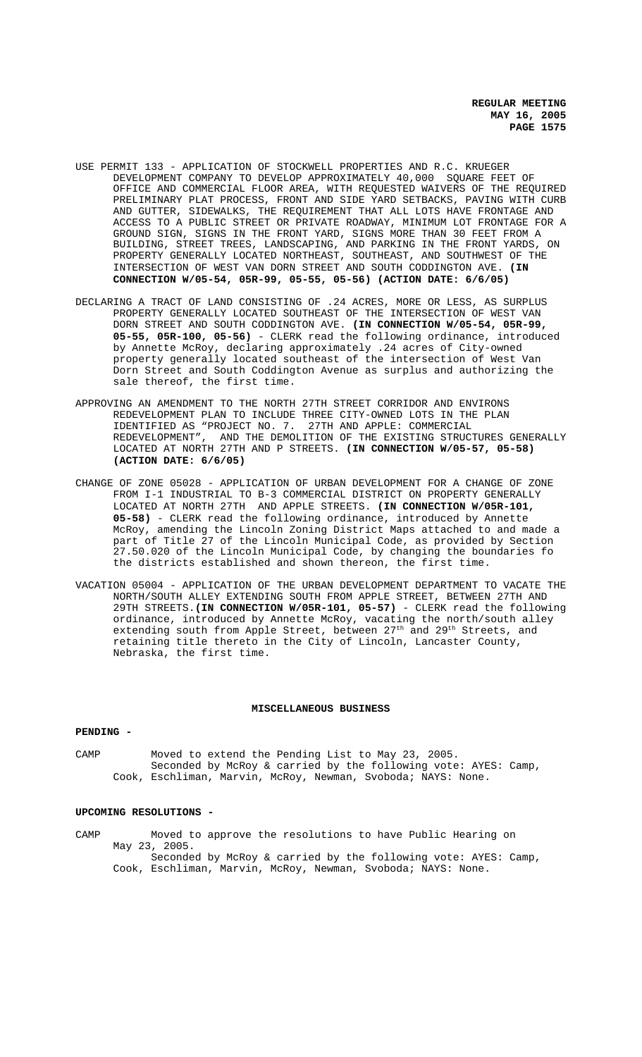USE PERMIT 133 - APPLICATION OF STOCKWELL PROPERTIES AND R.C. KRUEGER DEVELOPMENT COMPANY TO DEVELOP APPROXIMATELY 40,000 SQUARE FEET OF OFFICE AND COMMERCIAL FLOOR AREA, WITH REQUESTED WAIVERS OF THE REQUIRED PRELIMINARY PLAT PROCESS, FRONT AND SIDE YARD SETBACKS, PAVING WITH CURB AND GUTTER, SIDEWALKS, THE REQUIREMENT THAT ALL LOTS HAVE FRONTAGE AND ACCESS TO A PUBLIC STREET OR PRIVATE ROADWAY, MINIMUM LOT FRONTAGE FOR A GROUND SIGN, SIGNS IN THE FRONT YARD, SIGNS MORE THAN 30 FEET FROM A BUILDING, STREET TREES, LANDSCAPING, AND PARKING IN THE FRONT YARDS, ON PROPERTY GENERALLY LOCATED NORTHEAST, SOUTHEAST, AND SOUTHWEST OF THE INTERSECTION OF WEST VAN DORN STREET AND SOUTH CODDINGTON AVE. **(IN CONNECTION W/05-54, 05R-99, 05-55, 05-56) (ACTION DATE: 6/6/05)**

DECLARING A TRACT OF LAND CONSISTING OF .24 ACRES, MORE OR LESS, AS SURPLUS PROPERTY GENERALLY LOCATED SOUTHEAST OF THE INTERSECTION OF WEST VAN DORN STREET AND SOUTH CODDINGTON AVE. **(IN CONNECTION W/05-54, 05R-99, 05-55, 05R-100, 05-56)** - CLERK read the following ordinance, introduced by Annette McRoy, declaring approximately .24 acres of City-owned property generally located southeast of the intersection of West Van Dorn Street and South Coddington Avenue as surplus and authorizing the sale thereof, the first time.

APPROVING AN AMENDMENT TO THE NORTH 27TH STREET CORRIDOR AND ENVIRONS REDEVELOPMENT PLAN TO INCLUDE THREE CITY-OWNED LOTS IN THE PLAN IDENTIFIED AS "PROJECT NO. 7. 27TH AND APPLE: COMMERCIAL REDEVELOPMENT", AND THE DEMOLITION OF THE EXISTING STRUCTURES GENERALLY LOCATED AT NORTH 27TH AND P STREETS. **(IN CONNECTION W/05-57, 05-58) (ACTION DATE: 6/6/05)**

CHANGE OF ZONE 05028 - APPLICATION OF URBAN DEVELOPMENT FOR A CHANGE OF ZONE FROM I-1 INDUSTRIAL TO B-3 COMMERCIAL DISTRICT ON PROPERTY GENERALLY LOCATED AT NORTH 27TH AND APPLE STREETS. **(IN CONNECTION W/05R-101, 05-58)** - CLERK read the following ordinance, introduced by Annette McRoy, amending the Lincoln Zoning District Maps attached to and made a part of Title 27 of the Lincoln Municipal Code, as provided by Section 27.50.020 of the Lincoln Municipal Code, by changing the boundaries fo the districts established and shown thereon, the first time.

VACATION 05004 - APPLICATION OF THE URBAN DEVELOPMENT DEPARTMENT TO VACATE THE NORTH/SOUTH ALLEY EXTENDING SOUTH FROM APPLE STREET, BETWEEN 27TH AND 29TH STREETS.**(IN CONNECTION W/05R-101, 05-57)** - CLERK read the following ordinance, introduced by Annette McRoy, vacating the north/south alley extending south from Apple Street, between 27th and 29th Streets, and retaining title thereto in the City of Lincoln, Lancaster County, Nebraska, the first time.

## MISCELLANEOUS BUSINESS

**PENDING -**

CAMP Moved to extend the Pending List to May 23, 2005.
Seconded by McRoy & carried by the following vote: AYES: Camp, Cook, Eschliman, Marvin, McRoy, Newman, Svoboda; NAYS: None.

**UPCOMING RESOLUTIONS -**

CAMP Moved to approve the resolutions to have Public Hearing on May 23, 2005.
Seconded by McRoy & carried by the following vote: AYES: Camp, Cook, Eschliman, Marvin, McRoy, Newman, Svoboda; NAYS: None.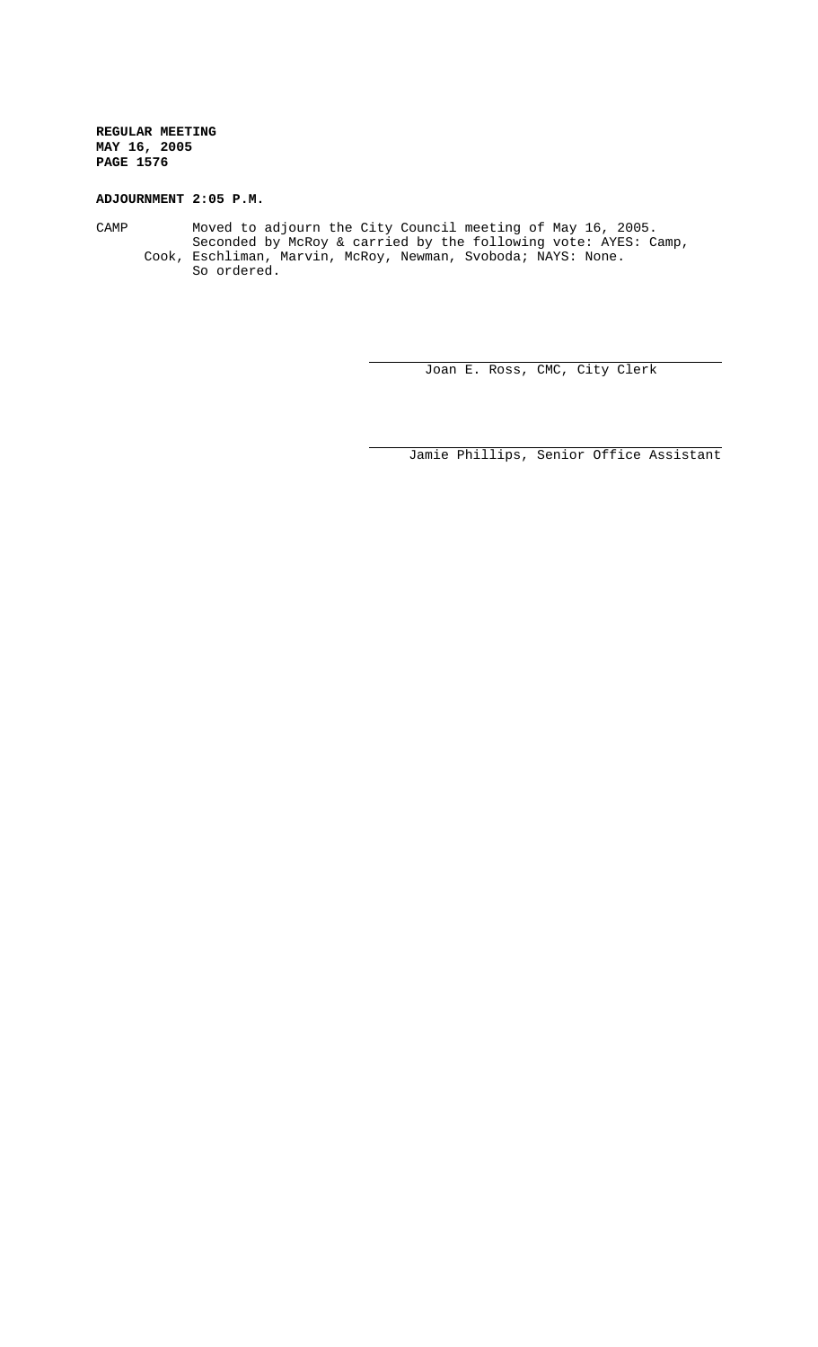**ADJOURNMENT 2:05 P.M.**

CAMP Moved to adjourn the City Council meeting of May 16, 2005. Seconded by McRoy & carried by the following vote: AYES: Camp, Cook, Eschliman, Marvin, McRoy, Newman, Svoboda; NAYS: None. So ordered.

Joan E. Ross, CMC, City Clerk

Jamie Phillips, Senior Office Assistant